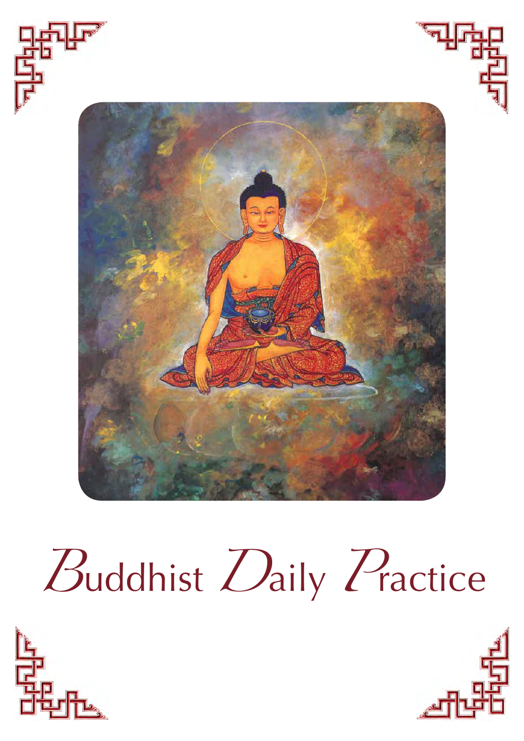# Buddhist Daily Practice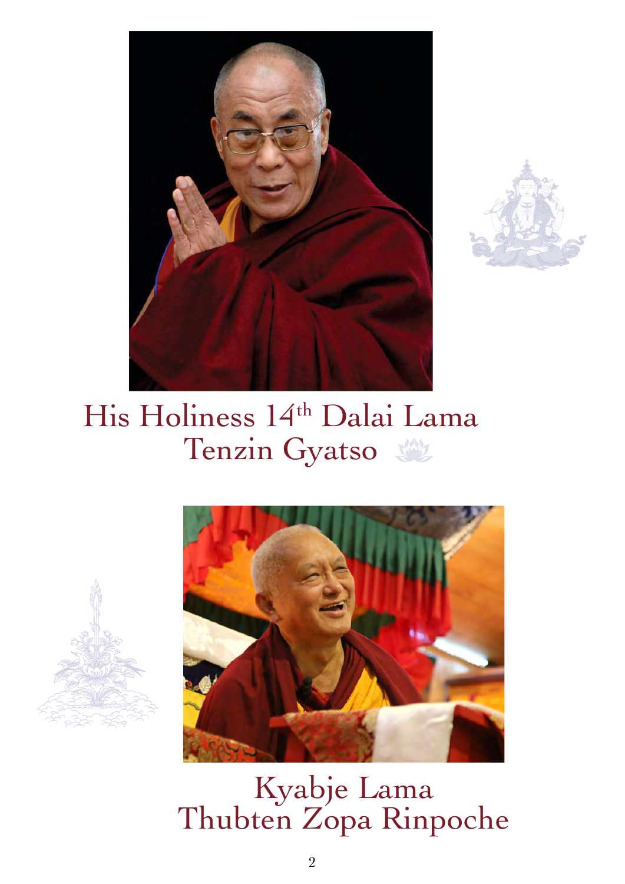His Holiness 14th Dalai Lama
Tenzin Gyatso

Kyabje Lama
Thubten Zopa Rinpoche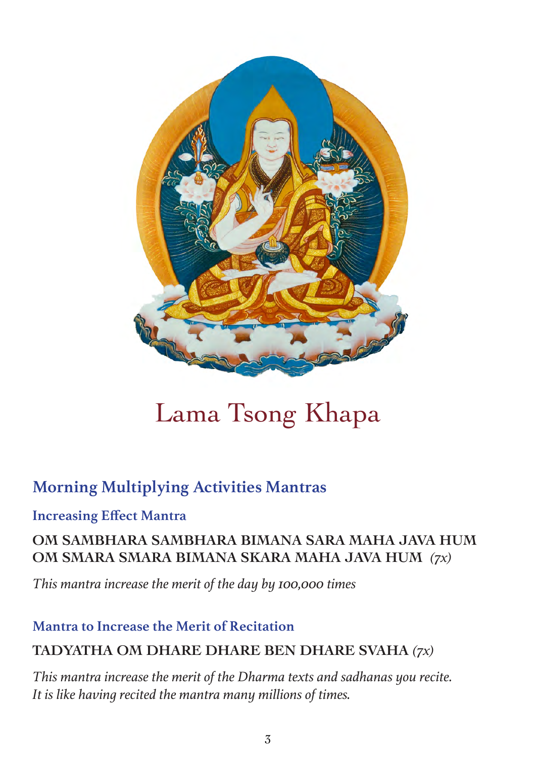# Lama Tsong Khapa

## Morning Multiplying Activities Mantras

### Increasing Effect Mantra

**OM SAMBHARA SAMBHARA BIMANA SARA MAHA JAVA HUM**
**OM SMARA SMARA BIMANA SKARA MAHA JAVA HUM** *(7x)*

*This mantra increase the merit of the day by 100,000 times*

### Mantra to Increase the Merit of Recitation

**TADYATHA OM DHARE DHARE BEN DHARE SVAHA** *(7x)*

*This mantra increase the merit of the Dharma texts and sadhanas you recite. It is like having recited the mantra many millions of times.*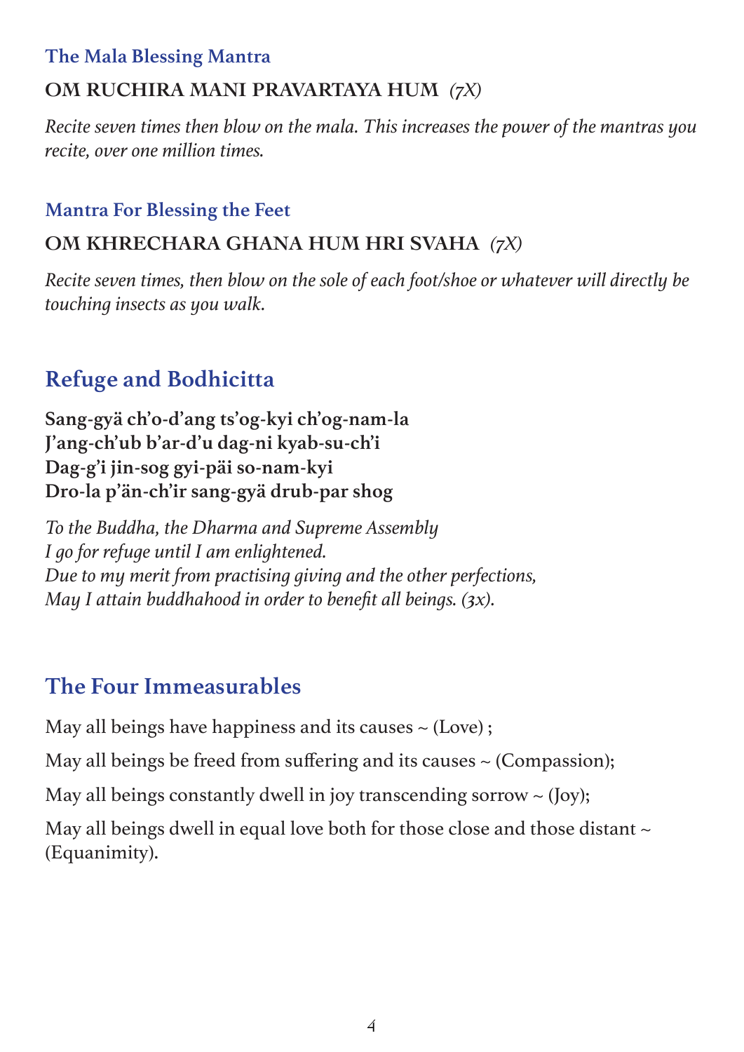### The Mala Blessing Mantra

**OM RUCHIRA MANI PRAVARTAYA HUM** *(7X)*

*Recite seven times then blow on the mala. This increases the power of the mantras you recite, over one million times.*

### Mantra For Blessing the Feet

**OM KHRECHARA GHANA HUM HRI SVAHA** *(7X)*

*Recite seven times, then blow on the sole of each foot/shoe or whatever will directly be touching insects as you walk.*

## Refuge and Bodhicitta

**Sang-gyä ch'o-d'ang ts'og-kyi ch'og-nam-la**
**J'ang-ch'ub b'ar-d'u dag-ni kyab-su-ch'i**
**Dag-g'i jin-sog gyi-päi so-nam-kyi**
**Dro-la p'än-ch'ir sang-gyä drub-par shog**

*To the Buddha, the Dharma and Supreme Assembly*
*I go for refuge until I am enlightened.*
*Due to my merit from practising giving and the other perfections,*
*May I attain buddhahood in order to benefit all beings. (3x).*

## The Four Immeasurables

May all beings have happiness and its causes ~ (Love) ;

May all beings be freed from suffering and its causes ~ (Compassion);

May all beings constantly dwell in joy transcending sorrow ~ (Joy);

May all beings dwell in equal love both for those close and those distant ~ (Equanimity).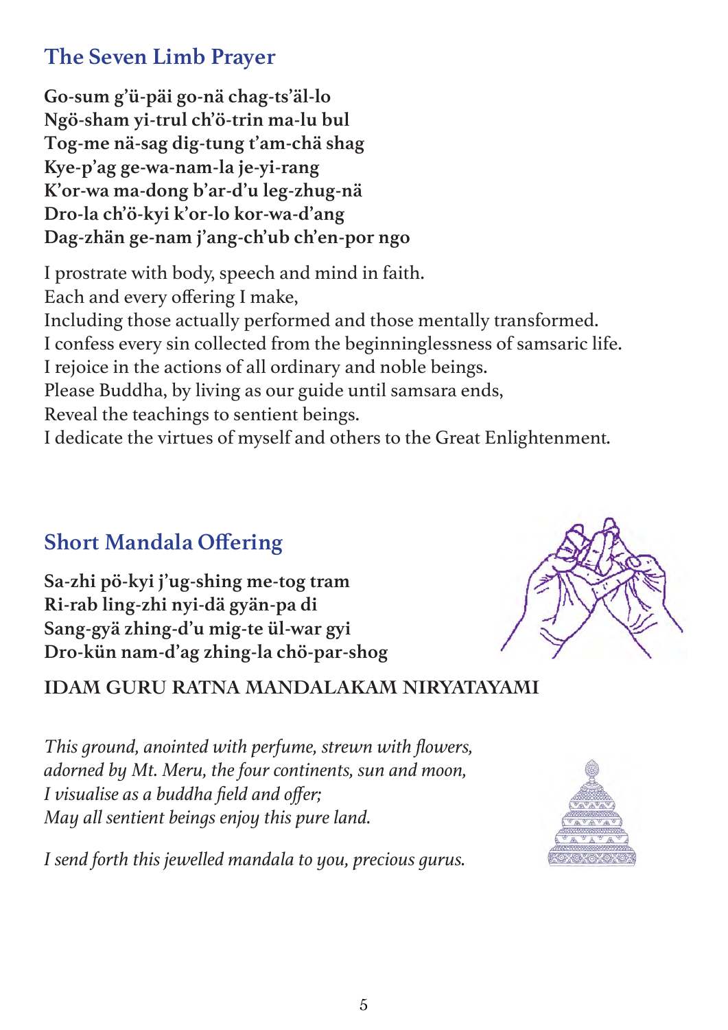## The Seven Limb Prayer

**Go-sum g'ü-päi go-nä chag-ts'äl-lo**
**Ngö-sham yi-trul ch'ö-trin ma-lu bul**
**Tog-me nä-sag dig-tung t'am-chä shag**
**Kye-p'ag ge-wa-nam-la je-yi-rang**
**K'or-wa ma-dong b'ar-d'u leg-zhug-nä**
**Dro-la ch'ö-kyi k'or-lo kor-wa-d'ang**
**Dag-zhän ge-nam j'ang-ch'ub ch'en-por ngo**

I prostrate with body, speech and mind in faith.
Each and every offering I make,
Including those actually performed and those mentally transformed.
I confess every sin collected from the beginninglessness of samsaric life.
I rejoice in the actions of all ordinary and noble beings.
Please Buddha, by living as our guide until samsara ends,
Reveal the teachings to sentient beings.
I dedicate the virtues of myself and others to the Great Enlightenment.

## Short Mandala Offering

**Sa-zhi pö-kyi j'ug-shing me-tog tram**
**Ri-rab ling-zhi nyi-dä gyän-pa di**
**Sang-gyä zhing-d'u mig-te ül-war gyi**
**Dro-kün nam-d'ag zhing-la chö-par-shog**

**IDAM GURU RATNA MANDALAKAM NIRYATAYAMI**

*This ground, anointed with perfume, strewn with flowers,*
*adorned by Mt. Meru, the four continents, sun and moon,*
*I visualise as a buddha field and offer;*
*May all sentient beings enjoy this pure land.*

*I send forth this jewelled mandala to you, precious gurus.*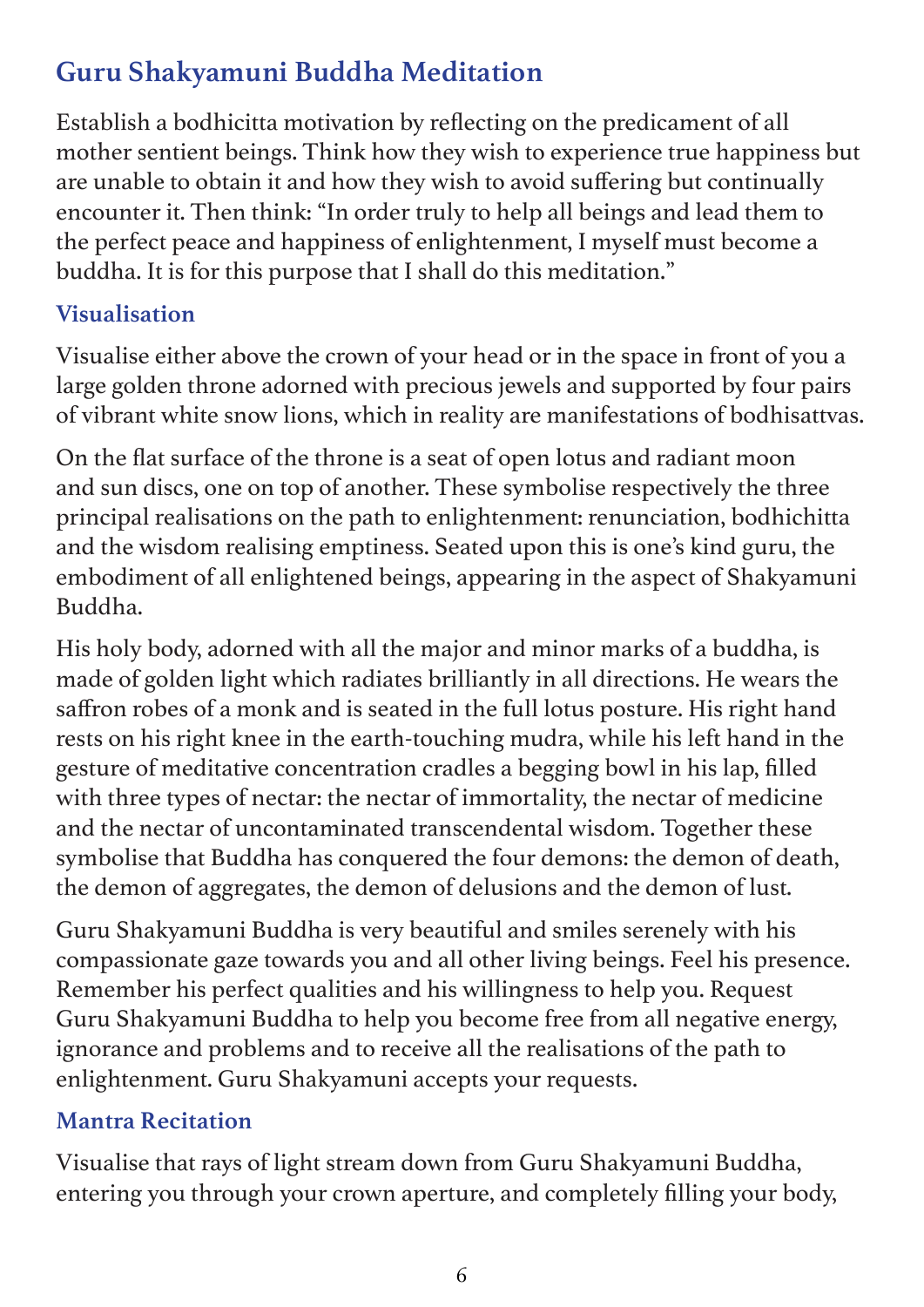## Guru Shakyamuni Buddha Meditation

Establish a bodhicitta motivation by reflecting on the predicament of all mother sentient beings. Think how they wish to experience true happiness but are unable to obtain it and how they wish to avoid suffering but continually encounter it. Then think: "In order truly to help all beings and lead them to the perfect peace and happiness of enlightenment, I myself must become a buddha. It is for this purpose that I shall do this meditation."

### Visualisation

Visualise either above the crown of your head or in the space in front of you a large golden throne adorned with precious jewels and supported by four pairs of vibrant white snow lions, which in reality are manifestations of bodhisattvas.

On the flat surface of the throne is a seat of open lotus and radiant moon and sun discs, one on top of another. These symbolise respectively the three principal realisations on the path to enlightenment: renunciation, bodhichitta and the wisdom realising emptiness. Seated upon this is one's kind guru, the embodiment of all enlightened beings, appearing in the aspect of Shakyamuni Buddha.

His holy body, adorned with all the major and minor marks of a buddha, is made of golden light which radiates brilliantly in all directions. He wears the saffron robes of a monk and is seated in the full lotus posture. His right hand rests on his right knee in the earth-touching mudra, while his left hand in the gesture of meditative concentration cradles a begging bowl in his lap, filled with three types of nectar: the nectar of immortality, the nectar of medicine and the nectar of uncontaminated transcendental wisdom. Together these symbolise that Buddha has conquered the four demons: the demon of death, the demon of aggregates, the demon of delusions and the demon of lust.

Guru Shakyamuni Buddha is very beautiful and smiles serenely with his compassionate gaze towards you and all other living beings. Feel his presence. Remember his perfect qualities and his willingness to help you. Request Guru Shakyamuni Buddha to help you become free from all negative energy, ignorance and problems and to receive all the realisations of the path to enlightenment. Guru Shakyamuni accepts your requests.

### Mantra Recitation

Visualise that rays of light stream down from Guru Shakyamuni Buddha, entering you through your crown aperture, and completely filling your body,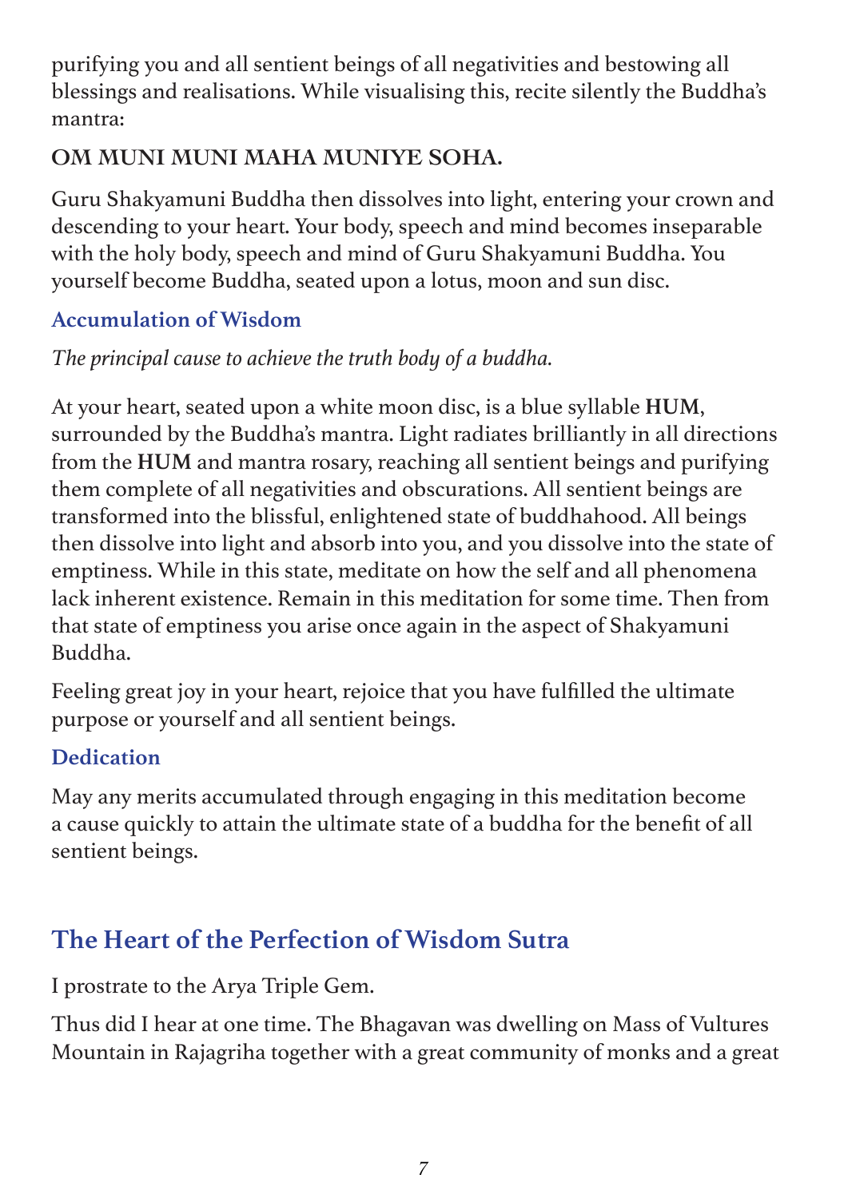purifying you and all sentient beings of all negativities and bestowing all blessings and realisations. While visualising this, recite silently the Buddha's mantra:

**OM MUNI MUNI MAHA MUNIYE SOHA.**

Guru Shakyamuni Buddha then dissolves into light, entering your crown and descending to your heart. Your body, speech and mind becomes inseparable with the holy body, speech and mind of Guru Shakyamuni Buddha. You yourself become Buddha, seated upon a lotus, moon and sun disc.

### Accumulation of Wisdom

*The principal cause to achieve the truth body of a buddha.*

At your heart, seated upon a white moon disc, is a blue syllable **HUM**, surrounded by the Buddha's mantra. Light radiates brilliantly in all directions from the **HUM** and mantra rosary, reaching all sentient beings and purifying them complete of all negativities and obscurations. All sentient beings are transformed into the blissful, enlightened state of buddhahood. All beings then dissolve into light and absorb into you, and you dissolve into the state of emptiness. While in this state, meditate on how the self and all phenomena lack inherent existence. Remain in this meditation for some time. Then from that state of emptiness you arise once again in the aspect of Shakyamuni Buddha.

Feeling great joy in your heart, rejoice that you have fulfilled the ultimate purpose or yourself and all sentient beings.

### Dedication

May any merits accumulated through engaging in this meditation become a cause quickly to attain the ultimate state of a buddha for the benefit of all sentient beings.

## The Heart of the Perfection of Wisdom Sutra

I prostrate to the Arya Triple Gem.

Thus did I hear at one time. The Bhagavan was dwelling on Mass of Vultures Mountain in Rajagriha together with a great community of monks and a great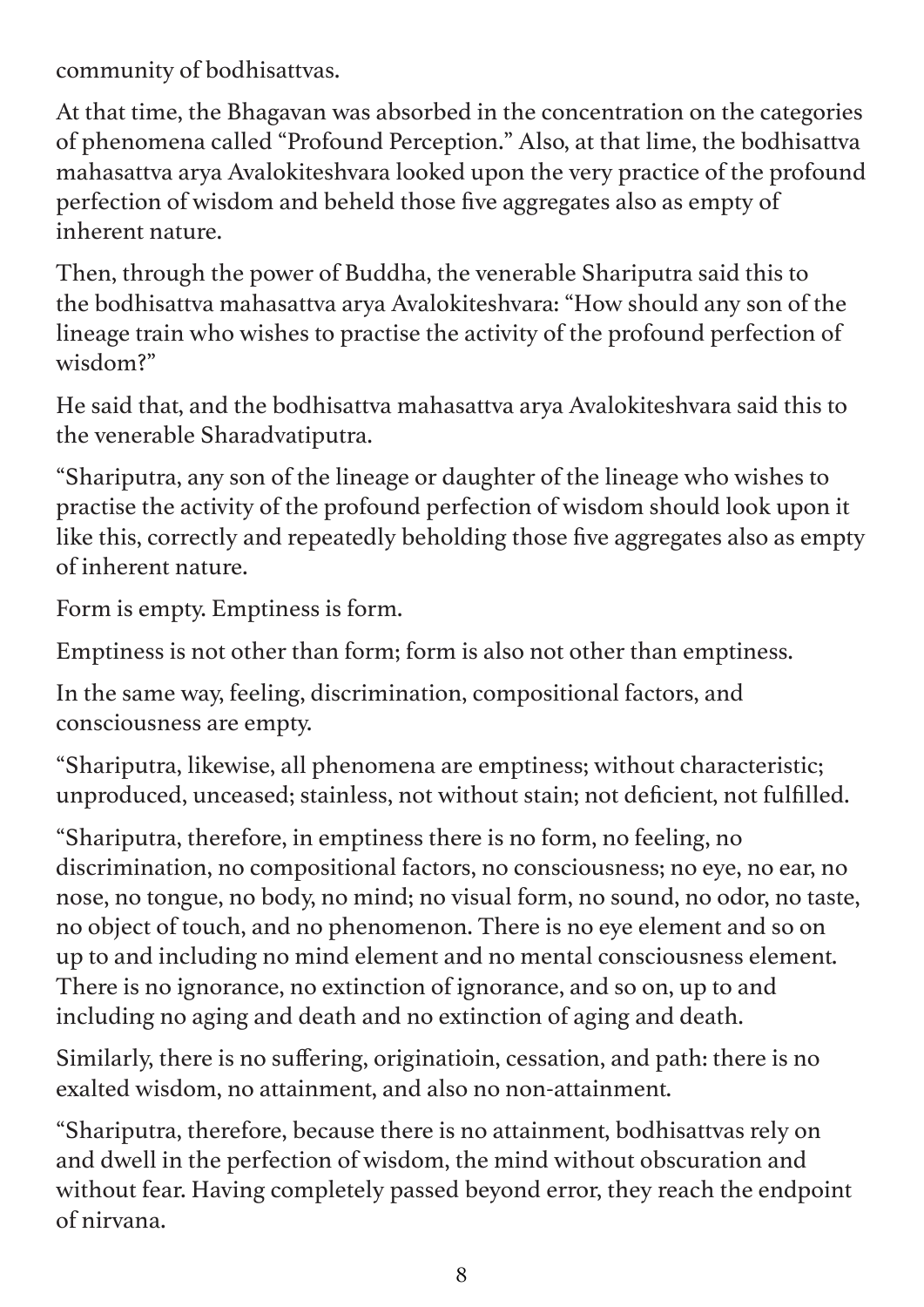community of bodhisattvas.

At that time, the Bhagavan was absorbed in the concentration on the categories of phenomena called "Profound Perception." Also, at that lime, the bodhisattva mahasattva arya Avalokiteshvara looked upon the very practice of the profound perfection of wisdom and beheld those five aggregates also as empty of inherent nature.

Then, through the power of Buddha, the venerable Shariputra said this to the bodhisattva mahasattva arya Avalokiteshvara: "How should any son of the lineage train who wishes to practise the activity of the profound perfection of wisdom?"

He said that, and the bodhisattva mahasattva arya Avalokiteshvara said this to the venerable Sharadvatiputra.

"Shariputra, any son of the lineage or daughter of the lineage who wishes to practise the activity of the profound perfection of wisdom should look upon it like this, correctly and repeatedly beholding those five aggregates also as empty of inherent nature.

Form is empty. Emptiness is form.

Emptiness is not other than form; form is also not other than emptiness.

In the same way, feeling, discrimination, compositional factors, and consciousness are empty.

"Shariputra, likewise, all phenomena are emptiness; without characteristic; unproduced, unceased; stainless, not without stain; not deficient, not fulfilled.

"Shariputra, therefore, in emptiness there is no form, no feeling, no discrimination, no compositional factors, no consciousness; no eye, no ear, no nose, no tongue, no body, no mind; no visual form, no sound, no odor, no taste, no object of touch, and no phenomenon. There is no eye element and so on up to and including no mind element and no mental consciousness element. There is no ignorance, no extinction of ignorance, and so on, up to and including no aging and death and no extinction of aging and death.

Similarly, there is no suffering, originatioin, cessation, and path: there is no exalted wisdom, no attainment, and also no non-attainment.

"Shariputra, therefore, because there is no attainment, bodhisattvas rely on and dwell in the perfection of wisdom, the mind without obscuration and without fear. Having completely passed beyond error, they reach the endpoint of nirvana.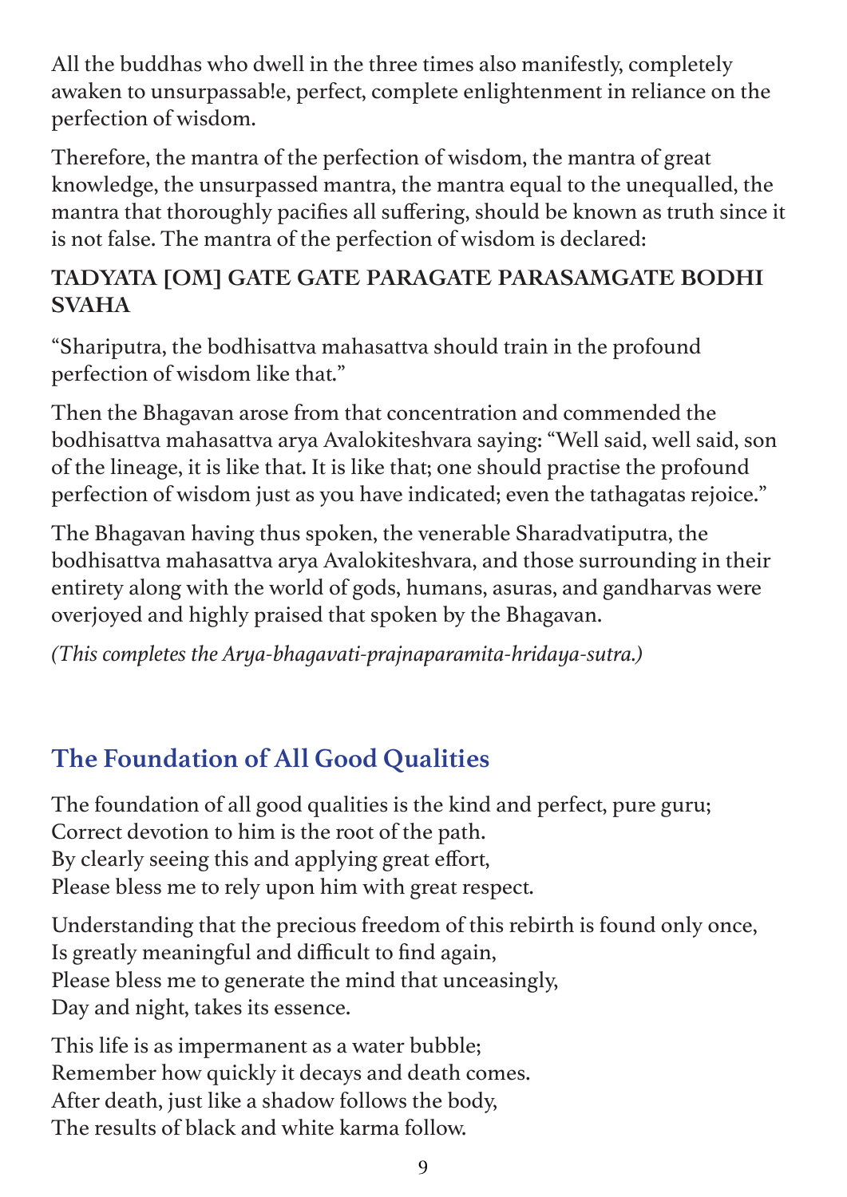All the buddhas who dwell in the three times also manifestly, completely awaken to unsurpassab!e, perfect, complete enlightenment in reliance on the perfection of wisdom.

Therefore, the mantra of the perfection of wisdom, the mantra of great knowledge, the unsurpassed mantra, the mantra equal to the unequalled, the mantra that thoroughly pacifies all suffering, should be known as truth since it is not false. The mantra of the perfection of wisdom is declared:

**TADYATA [OM] GATE GATE PARAGATE PARASAMGATE BODHI SVAHA**

"Shariputra, the bodhisattva mahasattva should train in the profound perfection of wisdom like that."

Then the Bhagavan arose from that concentration and commended the bodhisattva mahasattva arya Avalokiteshvara saying: "Well said, well said, son of the lineage, it is like that. It is like that; one should practise the profound perfection of wisdom just as you have indicated; even the tathagatas rejoice."

The Bhagavan having thus spoken, the venerable Sharadvatiputra, the bodhisattva mahasattva arya Avalokiteshvara, and those surrounding in their entirety along with the world of gods, humans, asuras, and gandharvas were overjoyed and highly praised that spoken by the Bhagavan.

*(This completes the Arya-bhagavati-prajnaparamita-hridaya-sutra.)*

## The Foundation of All Good Qualities

The foundation of all good qualities is the kind and perfect, pure guru;
Correct devotion to him is the root of the path.
By clearly seeing this and applying great effort,
Please bless me to rely upon him with great respect.

Understanding that the precious freedom of this rebirth is found only once,
Is greatly meaningful and difficult to find again,
Please bless me to generate the mind that unceasingly,
Day and night, takes its essence.

This life is as impermanent as a water bubble;
Remember how quickly it decays and death comes.
After death, just like a shadow follows the body,
The results of black and white karma follow.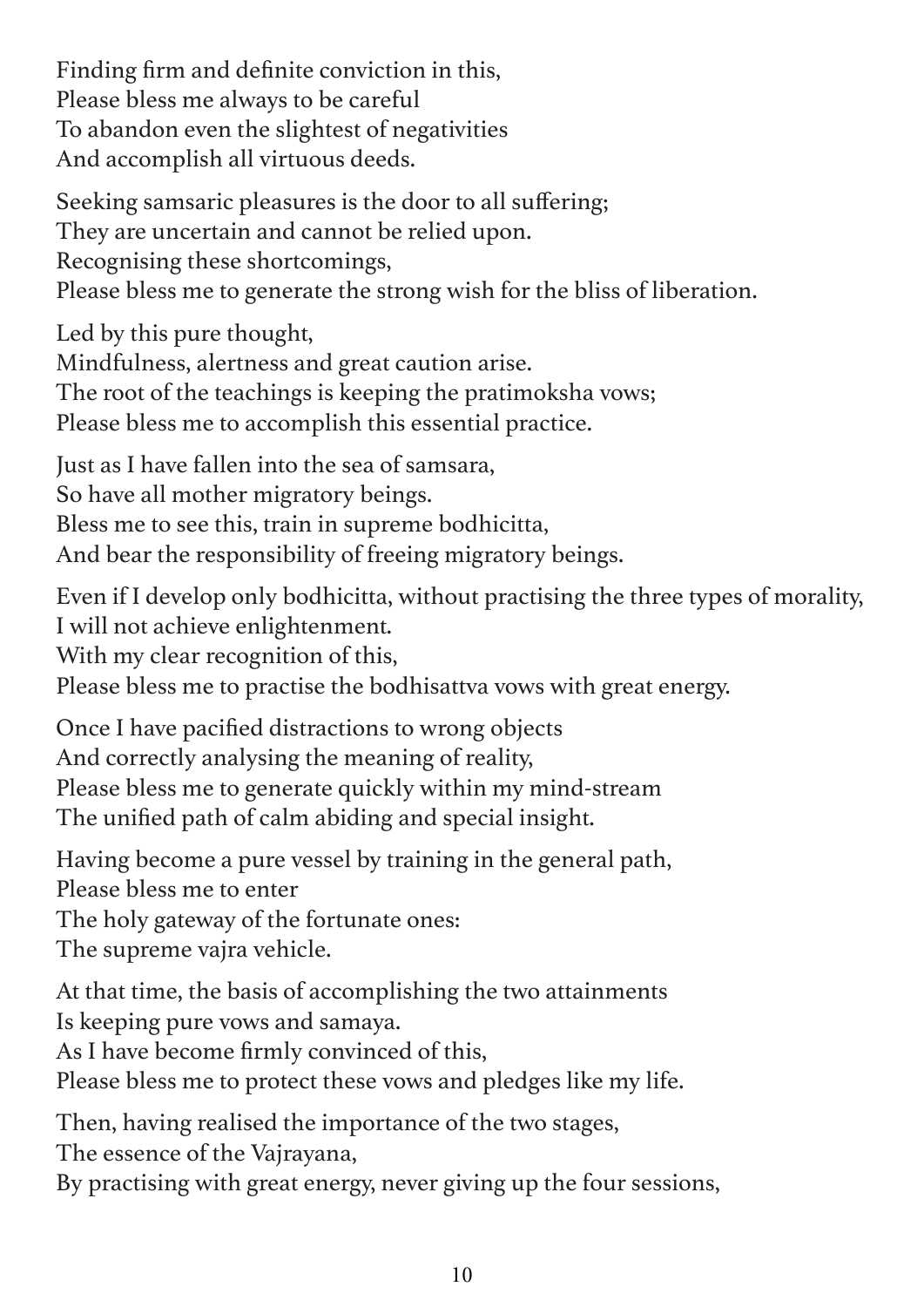Finding firm and definite conviction in this,
Please bless me always to be careful
To abandon even the slightest of negativities
And accomplish all virtuous deeds.

Seeking samsaric pleasures is the door to all suffering;
They are uncertain and cannot be relied upon.
Recognising these shortcomings,
Please bless me to generate the strong wish for the bliss of liberation.

Led by this pure thought,
Mindfulness, alertness and great caution arise.
The root of the teachings is keeping the pratimoksha vows;
Please bless me to accomplish this essential practice.

Just as I have fallen into the sea of samsara,
So have all mother migratory beings.
Bless me to see this, train in supreme bodhicitta,
And bear the responsibility of freeing migratory beings.

Even if I develop only bodhicitta, without practising the three types of morality,
I will not achieve enlightenment.
With my clear recognition of this,
Please bless me to practise the bodhisattva vows with great energy.

Once I have pacified distractions to wrong objects
And correctly analysing the meaning of reality,
Please bless me to generate quickly within my mind-stream
The unified path of calm abiding and special insight.

Having become a pure vessel by training in the general path,
Please bless me to enter
The holy gateway of the fortunate ones:
The supreme vajra vehicle.

At that time, the basis of accomplishing the two attainments
Is keeping pure vows and samaya.
As I have become firmly convinced of this,
Please bless me to protect these vows and pledges like my life.

Then, having realised the importance of the two stages,
The essence of the Vajrayana,
By practising with great energy, never giving up the four sessions,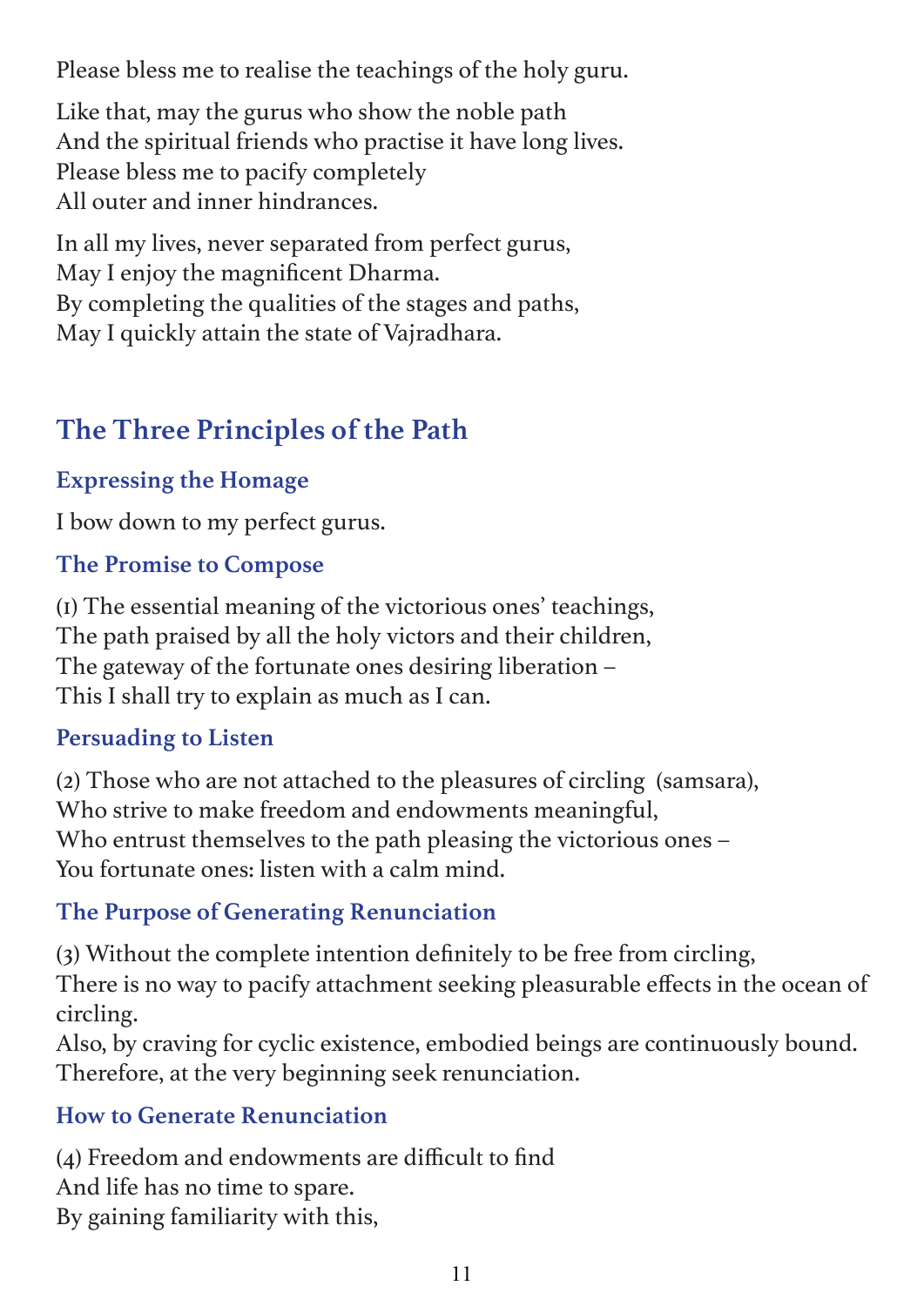Please bless me to realise the teachings of the holy guru.

Like that, may the gurus who show the noble path
And the spiritual friends who practise it have long lives.
Please bless me to pacify completely
All outer and inner hindrances.

In all my lives, never separated from perfect gurus,
May I enjoy the magnificent Dharma.
By completing the qualities of the stages and paths,
May I quickly attain the state of Vajradhara.

## The Three Principles of the Path

### Expressing the Homage

I bow down to my perfect gurus.

### The Promise to Compose

(1) The essential meaning of the victorious ones' teachings,
The path praised by all the holy victors and their children,
The gateway of the fortunate ones desiring liberation –
This I shall try to explain as much as I can.

### Persuading to Listen

(2) Those who are not attached to the pleasures of circling (samsara),
Who strive to make freedom and endowments meaningful,
Who entrust themselves to the path pleasing the victorious ones –
You fortunate ones: listen with a calm mind.

### The Purpose of Generating Renunciation

(3) Without the complete intention definitely to be free from circling,
There is no way to pacify attachment seeking pleasurable effects in the ocean of circling.
Also, by craving for cyclic existence, embodied beings are continuously bound.
Therefore, at the very beginning seek renunciation.

### How to Generate Renunciation

(4) Freedom and endowments are difficult to find
And life has no time to spare.
By gaining familiarity with this,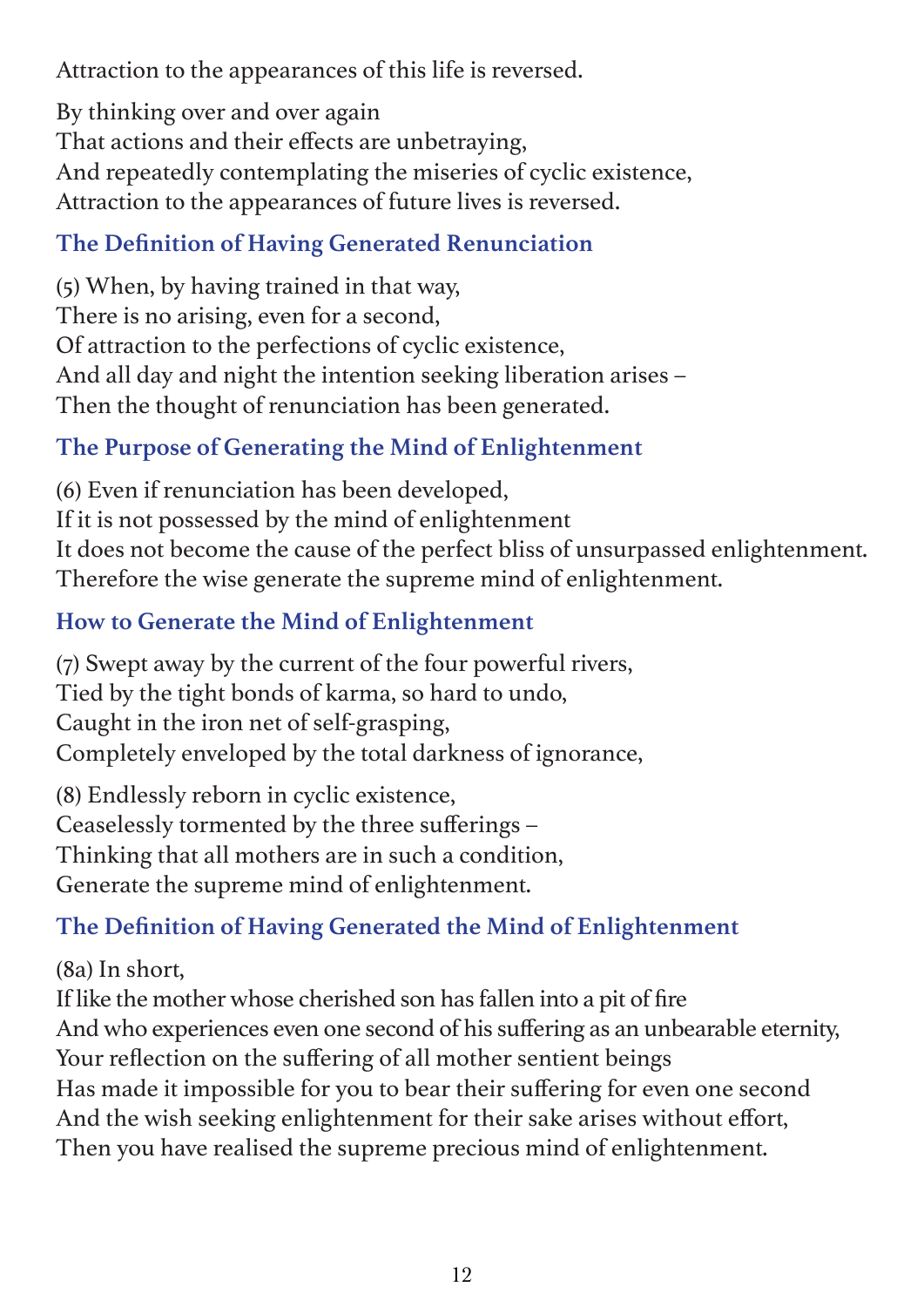Attraction to the appearances of this life is reversed.

By thinking over and over again
That actions and their effects are unbetraying,
And repeatedly contemplating the miseries of cyclic existence,
Attraction to the appearances of future lives is reversed.

### The Definition of Having Generated Renunciation

(5) When, by having trained in that way,
There is no arising, even for a second,
Of attraction to the perfections of cyclic existence,
And all day and night the intention seeking liberation arises –
Then the thought of renunciation has been generated.

### The Purpose of Generating the Mind of Enlightenment

(6) Even if renunciation has been developed,
If it is not possessed by the mind of enlightenment
It does not become the cause of the perfect bliss of unsurpassed enlightenment.
Therefore the wise generate the supreme mind of enlightenment.

### How to Generate the Mind of Enlightenment

(7) Swept away by the current of the four powerful rivers,
Tied by the tight bonds of karma, so hard to undo,
Caught in the iron net of self-grasping,
Completely enveloped by the total darkness of ignorance,

(8) Endlessly reborn in cyclic existence,
Ceaselessly tormented by the three sufferings –
Thinking that all mothers are in such a condition,
Generate the supreme mind of enlightenment.

### The Definition of Having Generated the Mind of Enlightenment

(8a) In short,
If like the mother whose cherished son has fallen into a pit of fire
And who experiences even one second of his suffering as an unbearable eternity,
Your reflection on the suffering of all mother sentient beings
Has made it impossible for you to bear their suffering for even one second
And the wish seeking enlightenment for their sake arises without effort,
Then you have realised the supreme precious mind of enlightenment.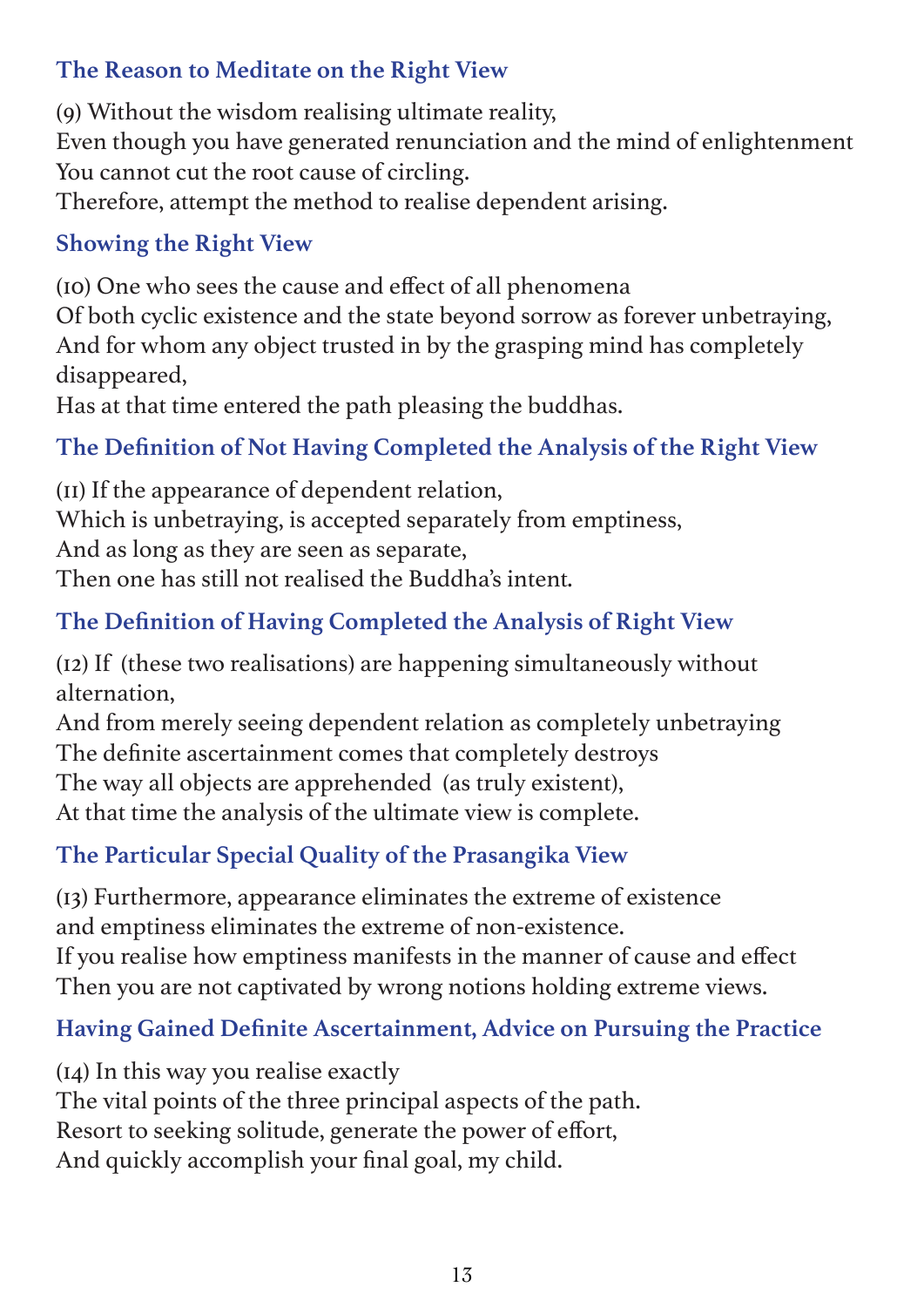### The Reason to Meditate on the Right View

(9) Without the wisdom realising ultimate reality,
Even though you have generated renunciation and the mind of enlightenment
You cannot cut the root cause of circling.
Therefore, attempt the method to realise dependent arising.

### Showing the Right View

(10) One who sees the cause and effect of all phenomena
Of both cyclic existence and the state beyond sorrow as forever unbetraying,
And for whom any object trusted in by the grasping mind has completely disappeared,
Has at that time entered the path pleasing the buddhas.

### The Definition of Not Having Completed the Analysis of the Right View

(11) If the appearance of dependent relation,
Which is unbetraying, is accepted separately from emptiness,
And as long as they are seen as separate,
Then one has still not realised the Buddha's intent.

### The Definition of Having Completed the Analysis of Right View

(12) If (these two realisations) are happening simultaneously without alternation,
And from merely seeing dependent relation as completely unbetraying
The definite ascertainment comes that completely destroys
The way all objects are apprehended (as truly existent),
At that time the analysis of the ultimate view is complete.

### The Particular Special Quality of the Prasangika View

(13) Furthermore, appearance eliminates the extreme of existence
and emptiness eliminates the extreme of non-existence.
If you realise how emptiness manifests in the manner of cause and effect
Then you are not captivated by wrong notions holding extreme views.

### Having Gained Definite Ascertainment, Advice on Pursuing the Practice

(14) In this way you realise exactly
The vital points of the three principal aspects of the path.
Resort to seeking solitude, generate the power of effort,
And quickly accomplish your final goal, my child.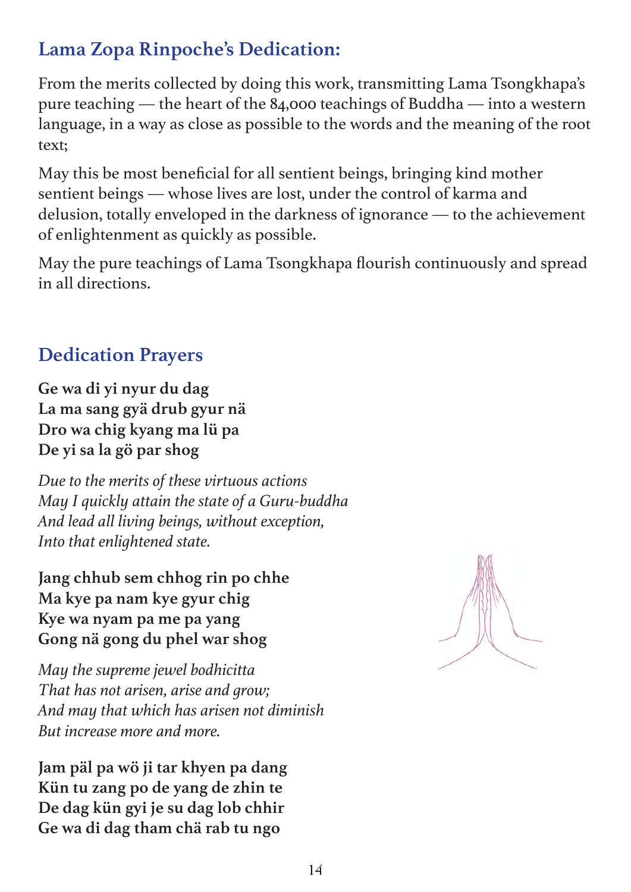## Lama Zopa Rinpoche's Dedication:

From the merits collected by doing this work, transmitting Lama Tsongkhapa's pure teaching — the heart of the 84,000 teachings of Buddha — into a western language, in a way as close as possible to the words and the meaning of the root text;

May this be most beneficial for all sentient beings, bringing kind mother sentient beings — whose lives are lost, under the control of karma and delusion, totally enveloped in the darkness of ignorance — to the achievement of enlightenment as quickly as possible.

May the pure teachings of Lama Tsongkhapa flourish continuously and spread in all directions.

## Dedication Prayers

**Ge wa di yi nyur du dag**
**La ma sang gyä drub gyur nä**
**Dro wa chig kyang ma lü pa**
**De yi sa la gö par shog**

*Due to the merits of these virtuous actions*
*May I quickly attain the state of a Guru-buddha*
*And lead all living beings, without exception,*
*Into that enlightened state.*

**Jang chhub sem chhog rin po chhe**
**Ma kye pa nam kye gyur chig**
**Kye wa nyam pa me pa yang**
**Gong nä gong du phel war shog**

*May the supreme jewel bodhicitta*
*That has not arisen, arise and grow;*
*And may that which has arisen not diminish*
*But increase more and more.*

**Jam päl pa wö ji tar khyen pa dang**
**Kün tu zang po de yang de zhin te**
**De dag kün gyi je su dag lob chhir**
**Ge wa di dag tham chä rab tu ngo**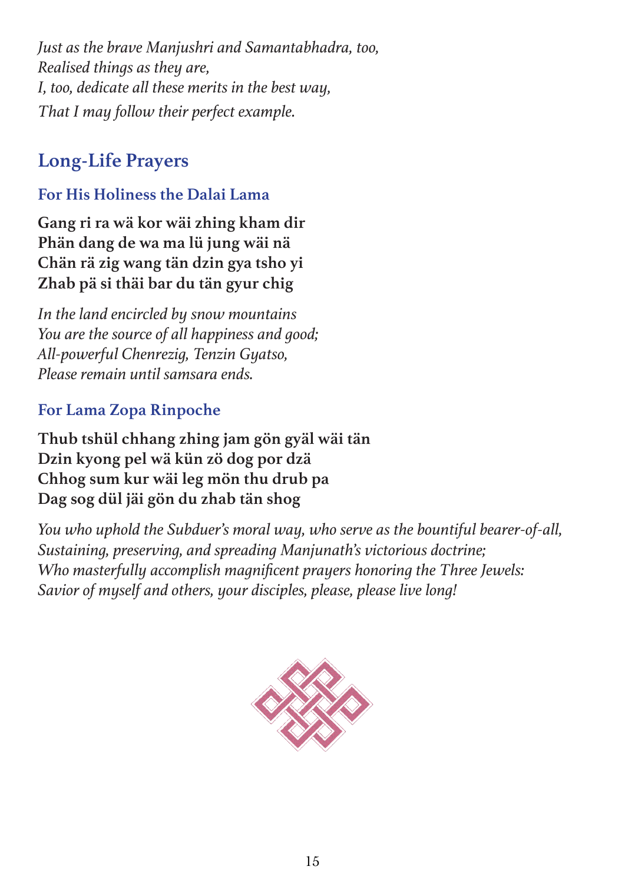*Just as the brave Manjushri and Samantabhadra, too,*
*Realised things as they are,*
*I, too, dedicate all these merits in the best way,*
*That I may follow their perfect example.*

## Long-Life Prayers

### For His Holiness the Dalai Lama

**Gang ri ra wä kor wäi zhing kham dir**
**Phän dang de wa ma lü jung wäi nä**
**Chän rä zig wang tän dzin gya tsho yi**
**Zhab pä si thäi bar du tän gyur chig**

*In the land encircled by snow mountains*
*You are the source of all happiness and good;*
*All-powerful Chenrezig, Tenzin Gyatso,*
*Please remain until samsara ends.*

### For Lama Zopa Rinpoche

**Thub tshül chhang zhing jam gön gyäl wäi tän**
**Dzin kyong pel wä kün zö dog por dzä**
**Chhog sum kur wäi leg mön thu drub pa**
**Dag sog dül jäi gön du zhab tän shog**

*You who uphold the Subduer's moral way, who serve as the bountiful bearer-of-all,*
*Sustaining, preserving, and spreading Manjunath's victorious doctrine;*
*Who masterfully accomplish magnificent prayers honoring the Three Jewels:*
*Savior of myself and others, your disciples, please, please live long!*